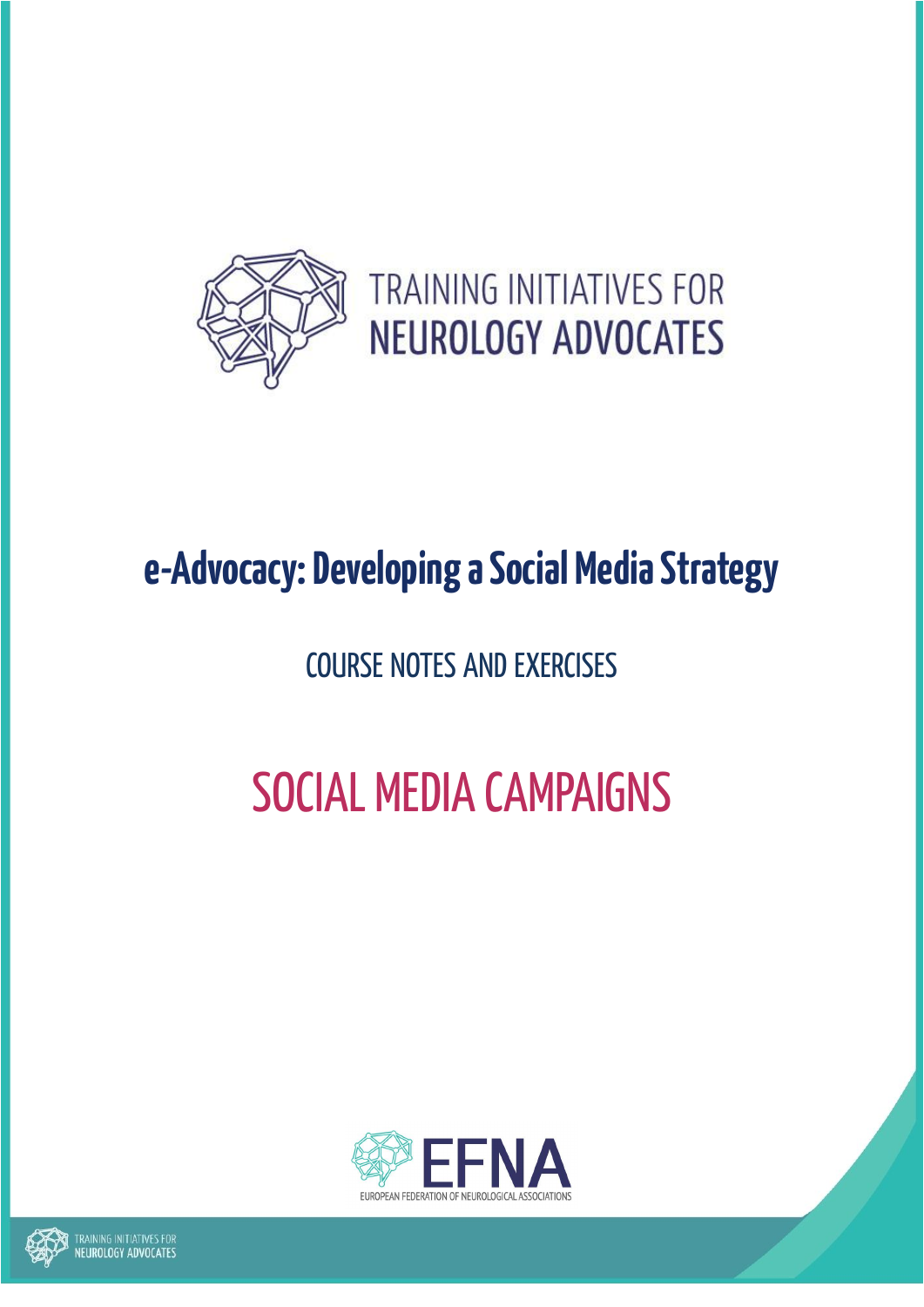TRAINING INITIATIVES FOR
NEUROLOGY ADVOCATES

# e-Advocacy: Developing a Social Media Strategy

## COURSE NOTES AND EXERCISES

## SOCIAL MEDIA CAMPAIGNS

EFNA
EUROPEAN FEDERATION OF NEUROLOGICAL ASSOCIATIONS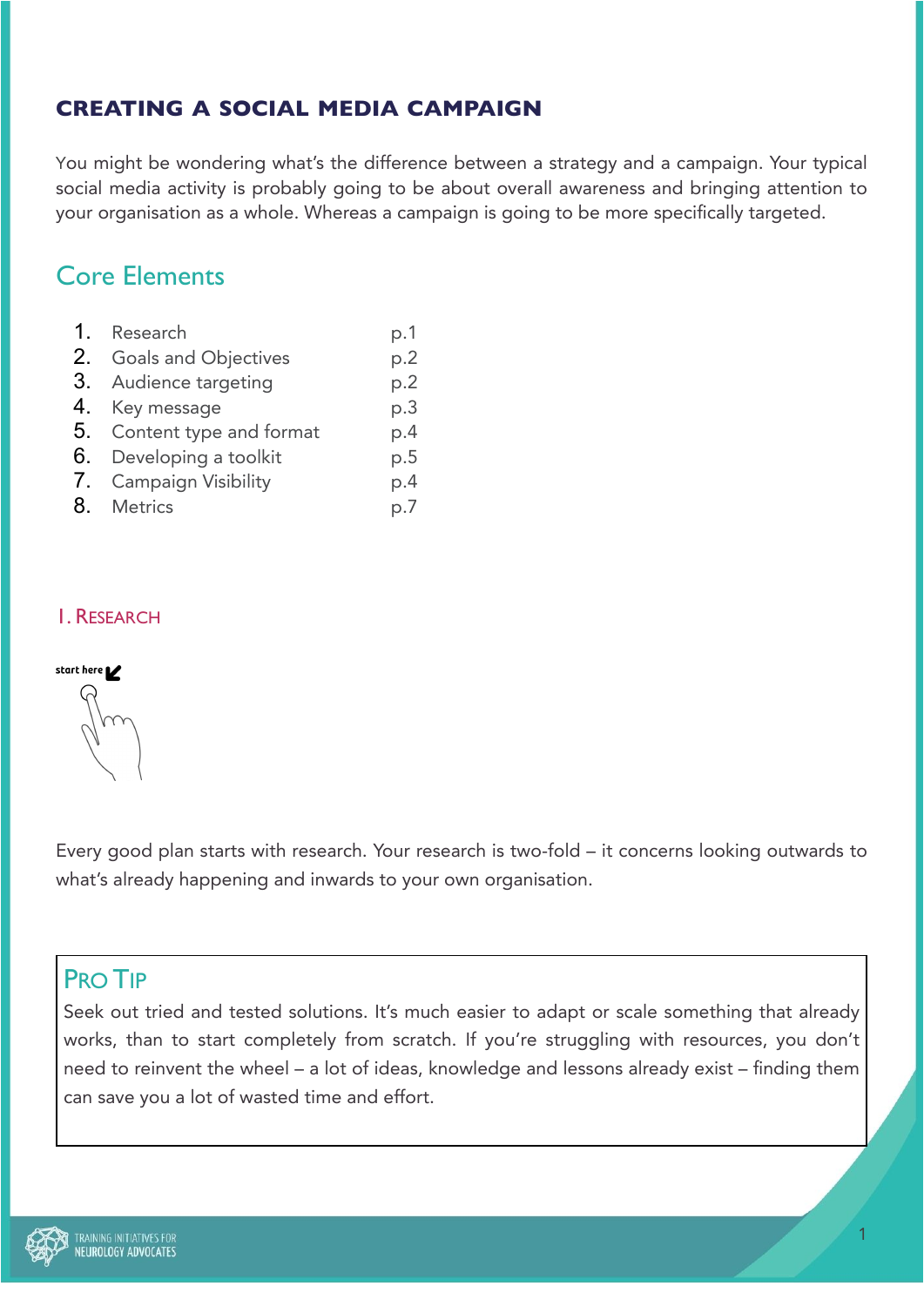# CREATING A SOCIAL MEDIA CAMPAIGN

You might be wondering what's the difference between a strategy and a campaign. Your typical social media activity is probably going to be about overall awareness and bringing attention to your organisation as a whole. Whereas a campaign is going to be more specifically targeted.

## Core Elements

| | | |
|---|---|---|
| 1. | Research | p.1 |
| 2. | Goals and Objectives | p.2 |
| 3. | Audience targeting | p.2 |
| 4. | Key message | p.3 |
| 5. | Content type and format | p.4 |
| 6. | Developing a toolkit | p.5 |
| 7. | Campaign Visibility | p.4 |
| 8. | Metrics | p.7 |

### I. Research

start here

Every good plan starts with research. Your research is two-fold – it concerns looking outwards to what's already happening and inwards to your own organisation.

> **Pro Tip**
>
> Seek out tried and tested solutions. It's much easier to adapt or scale something that already works, than to start completely from scratch. If you're struggling with resources, you don't need to reinvent the wheel – a lot of ideas, knowledge and lessons already exist – finding them can save you a lot of wasted time and effort.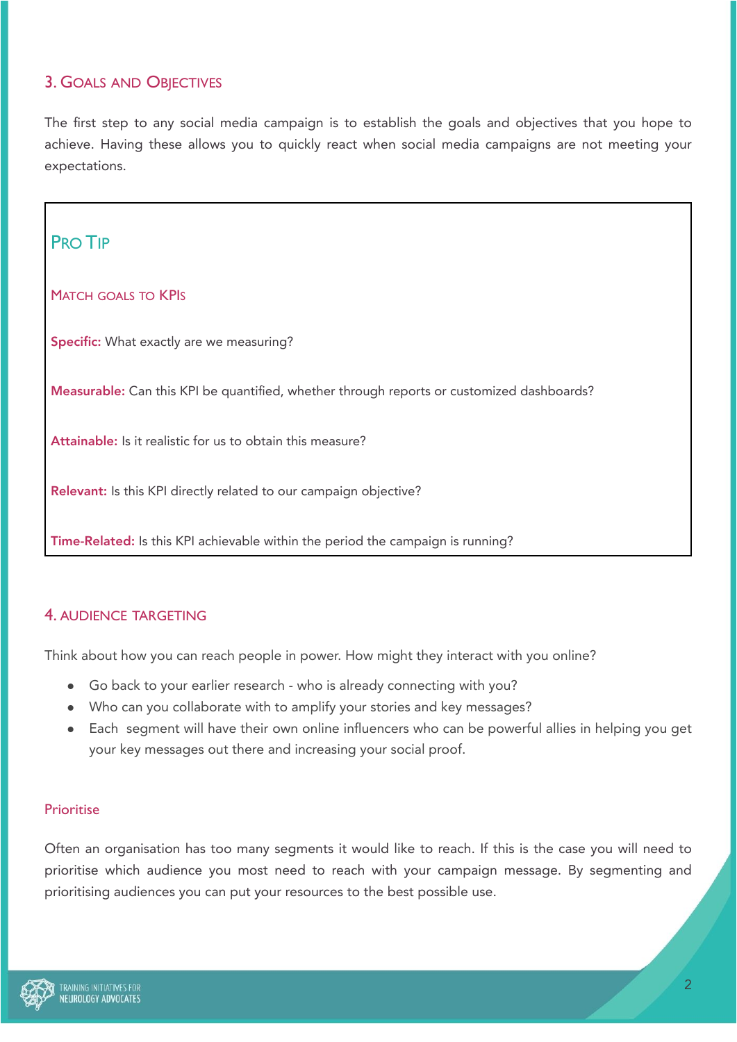## 3. Goals and Objectives

The first step to any social media campaign is to establish the goals and objectives that you hope to achieve. Having these allows you to quickly react when social media campaigns are not meeting your expectations.

> ### Pro Tip
>
> #### Match goals to KPIs
>
> **Specific:** What exactly are we measuring?
>
> **Measurable:** Can this KPI be quantified, whether through reports or customized dashboards?
>
> **Attainable:** Is it realistic for us to obtain this measure?
>
> **Relevant:** Is this KPI directly related to our campaign objective?
>
> **Time-Related:** Is this KPI achievable within the period the campaign is running?

## 4. Audience Targeting

Think about how you can reach people in power. How might they interact with you online?

- Go back to your earlier research - who is already connecting with you?
- Who can you collaborate with to amplify your stories and key messages?
- Each segment will have their own online influencers who can be powerful allies in helping you get your key messages out there and increasing your social proof.

### Prioritise

Often an organisation has too many segments it would like to reach. If this is the case you will need to prioritise which audience you most need to reach with your campaign message. By segmenting and prioritising audiences you can put your resources to the best possible use.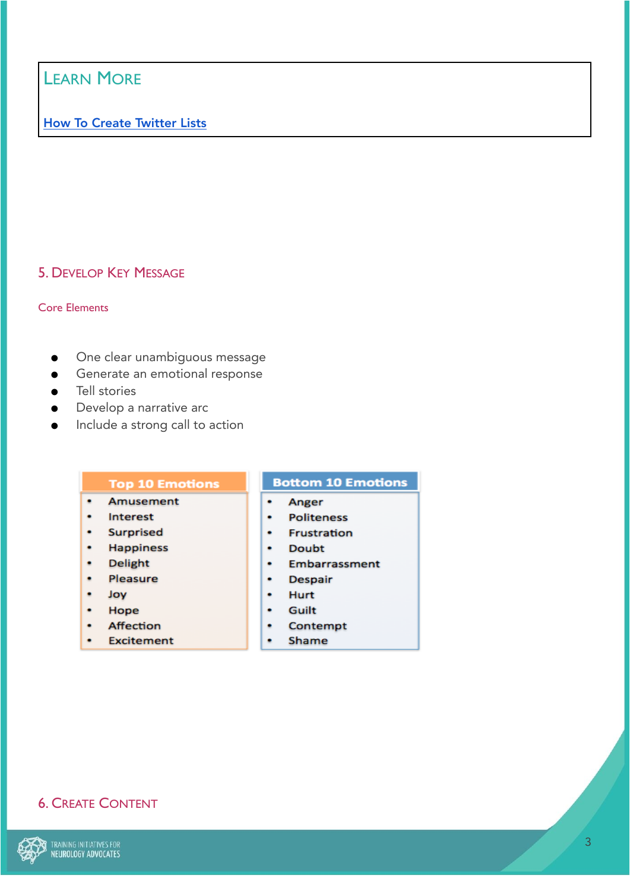## Learn More

[How To Create Twitter Lists]

## 5. Develop Key Message

### Core Elements

- One clear unambiguous message
- Generate an emotional response
- Tell stories
- Develop a narrative arc
- Include a strong call to action

| Top 10 Emotions | Bottom 10 Emotions |
|---|---|
| Amusement | Anger |
| Interest | Politeness |
| Surprised | Frustration |
| Happiness | Doubt |
| Delight | Embarrassment |
| Pleasure | Despair |
| Joy | Hurt |
| Hope | Guilt |
| Affection | Contempt |
| Excitement | Shame |

## 6. Create Content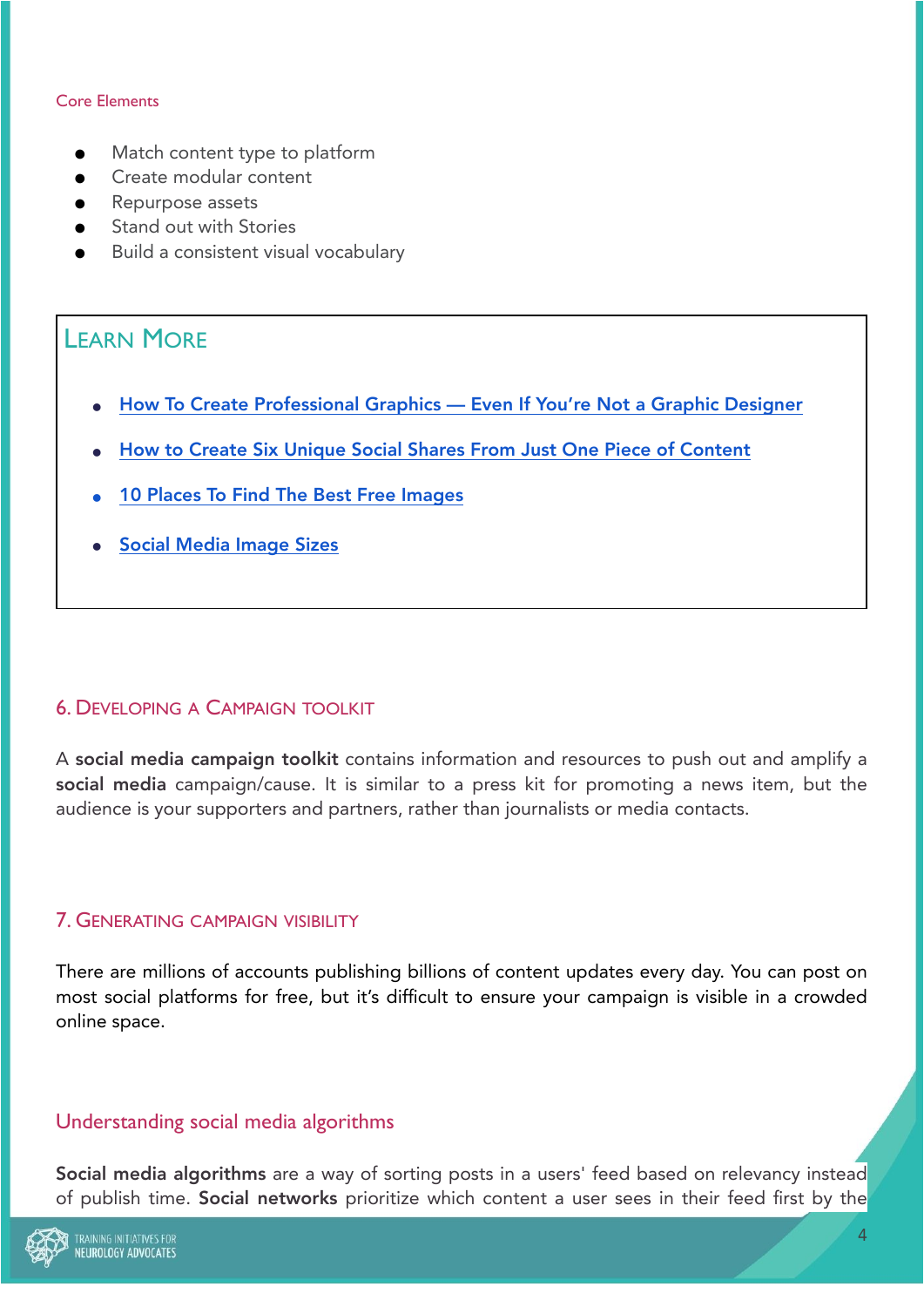Core Elements

- Match content type to platform
- Create modular content
- Repurpose assets
- Stand out with Stories
- Build a consistent visual vocabulary

### Learn More

- How To Create Professional Graphics — Even If You're Not a Graphic Designer
- How to Create Six Unique Social Shares From Just One Piece of Content
- 10 Places To Find The Best Free Images
- Social Media Image Sizes

## 6. Developing a Campaign toolkit

A **social media campaign toolkit** contains information and resources to push out and amplify a **social media** campaign/cause. It is similar to a press kit for promoting a news item, but the audience is your supporters and partners, rather than journalists or media contacts.

## 7. Generating campaign visibility

There are millions of accounts publishing billions of content updates every day. You can post on most social platforms for free, but it's difficult to ensure your campaign is visible in a crowded online space.

### Understanding social media algorithms

**Social media algorithms** are a way of sorting posts in a users' feed based on relevancy instead of publish time. **Social networks** prioritize which content a user sees in their feed first by the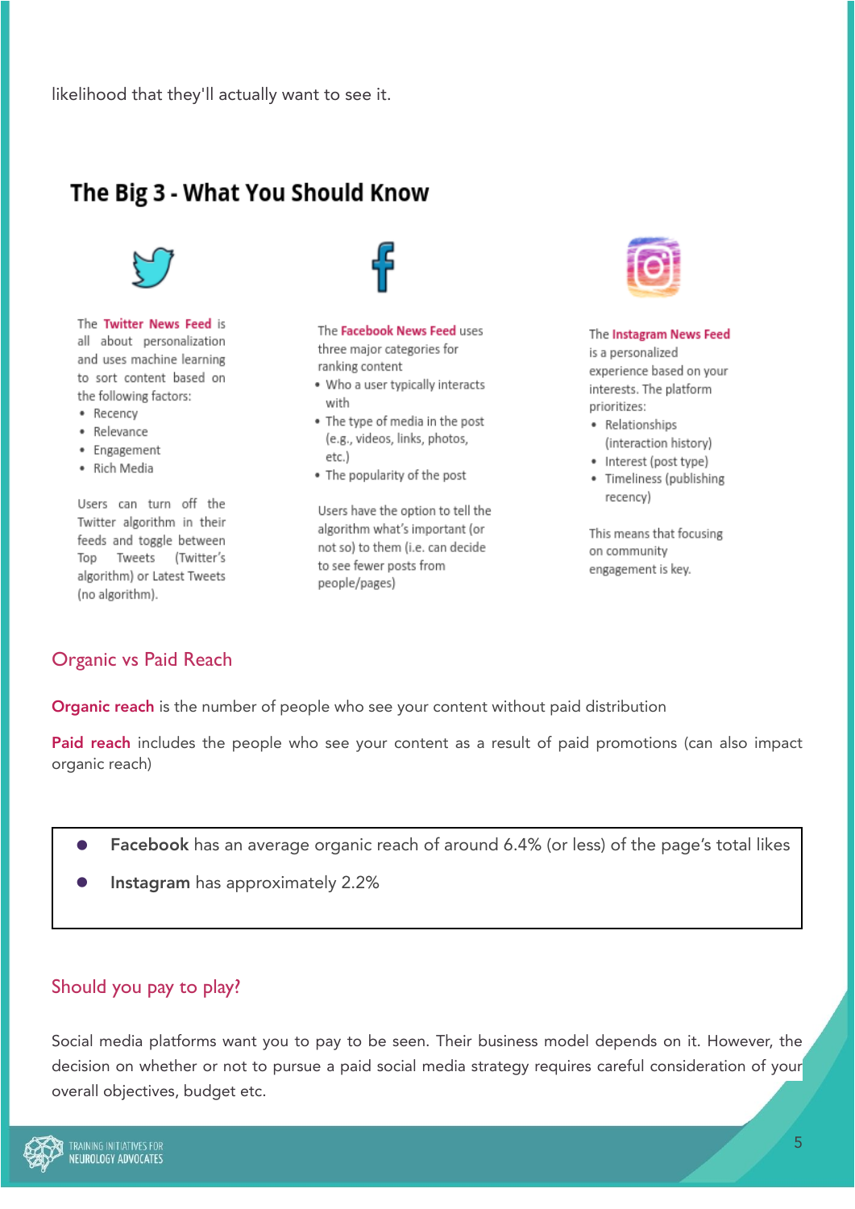likelihood that they'll actually want to see it.

## The Big 3 - What You Should Know

The **Twitter News Feed** is all about personalization and uses machine learning to sort content based on the following factors:

- Recency
- Relevance
- Engagement
- Rich Media

Users can turn off the Twitter algorithm in their feeds and toggle between Top Tweets (Twitter's algorithm) or Latest Tweets (no algorithm).

The **Facebook News Feed** uses three major categories for ranking content

- Who a user typically interacts with
- The type of media in the post (e.g., videos, links, photos, etc.)
- The popularity of the post

Users have the option to tell the algorithm what's important (or not so) to them (i.e. can decide to see fewer posts from people/pages)

The **Instagram News Feed** is a personalized experience based on your interests. The platform prioritizes:

- Relationships (interaction history)
- Interest (post type)
- Timeliness (publishing recency)

This means that focusing on community engagement is key.

### Organic vs Paid Reach

**Organic reach** is the number of people who see your content without paid distribution

**Paid reach** includes the people who see your content as a result of paid promotions (can also impact organic reach)

- **Facebook** has an average organic reach of around 6.4% (or less) of the page's total likes
- **Instagram** has approximately 2.2%

### Should you pay to play?

Social media platforms want you to pay to be seen. Their business model depends on it. However, the decision on whether or not to pursue a paid social media strategy requires careful consideration of your overall objectives, budget etc.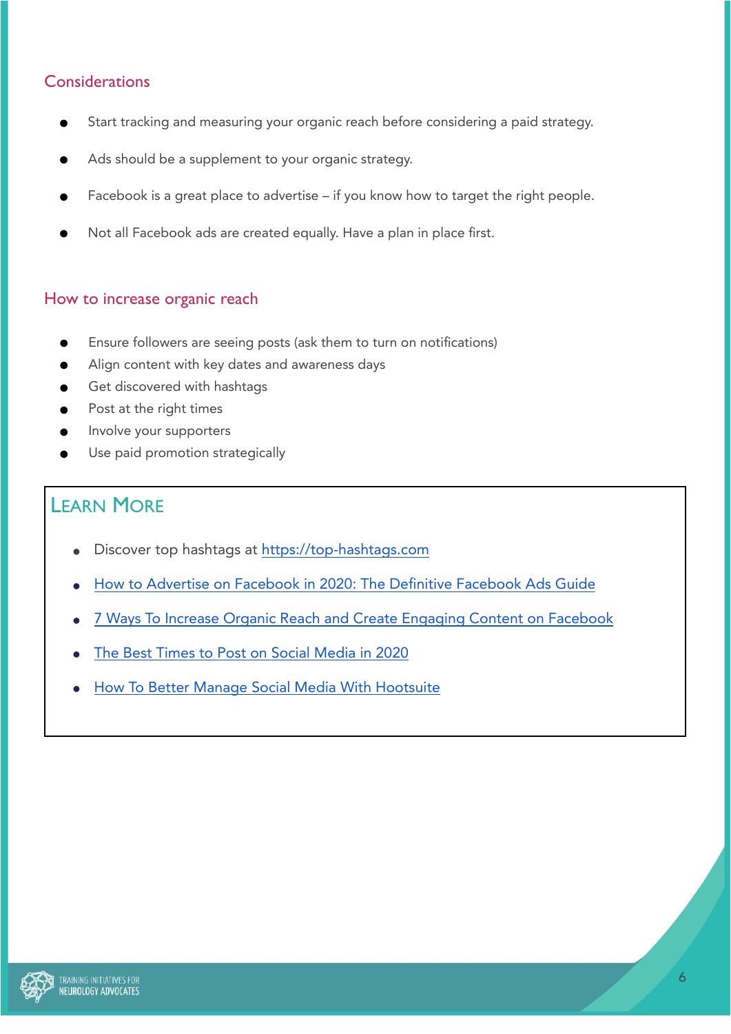## Considerations

- Start tracking and measuring your organic reach before considering a paid strategy.
- Ads should be a supplement to your organic strategy.
- Facebook is a great place to advertise – if you know how to target the right people.
- Not all Facebook ads are created equally. Have a plan in place first.

## How to increase organic reach

- Ensure followers are seeing posts (ask them to turn on notifications)
- Align content with key dates and awareness days
- Get discovered with hashtags
- Post at the right times
- Involve your supporters
- Use paid promotion strategically

## Learn More

- Discover top hashtags at https://top-hashtags.com
- How to Advertise on Facebook in 2020: The Definitive Facebook Ads Guide
- 7 Ways To Increase Organic Reach and Create Engaging Content on Facebook
- The Best Times to Post on Social Media in 2020
- How To Better Manage Social Media With Hootsuite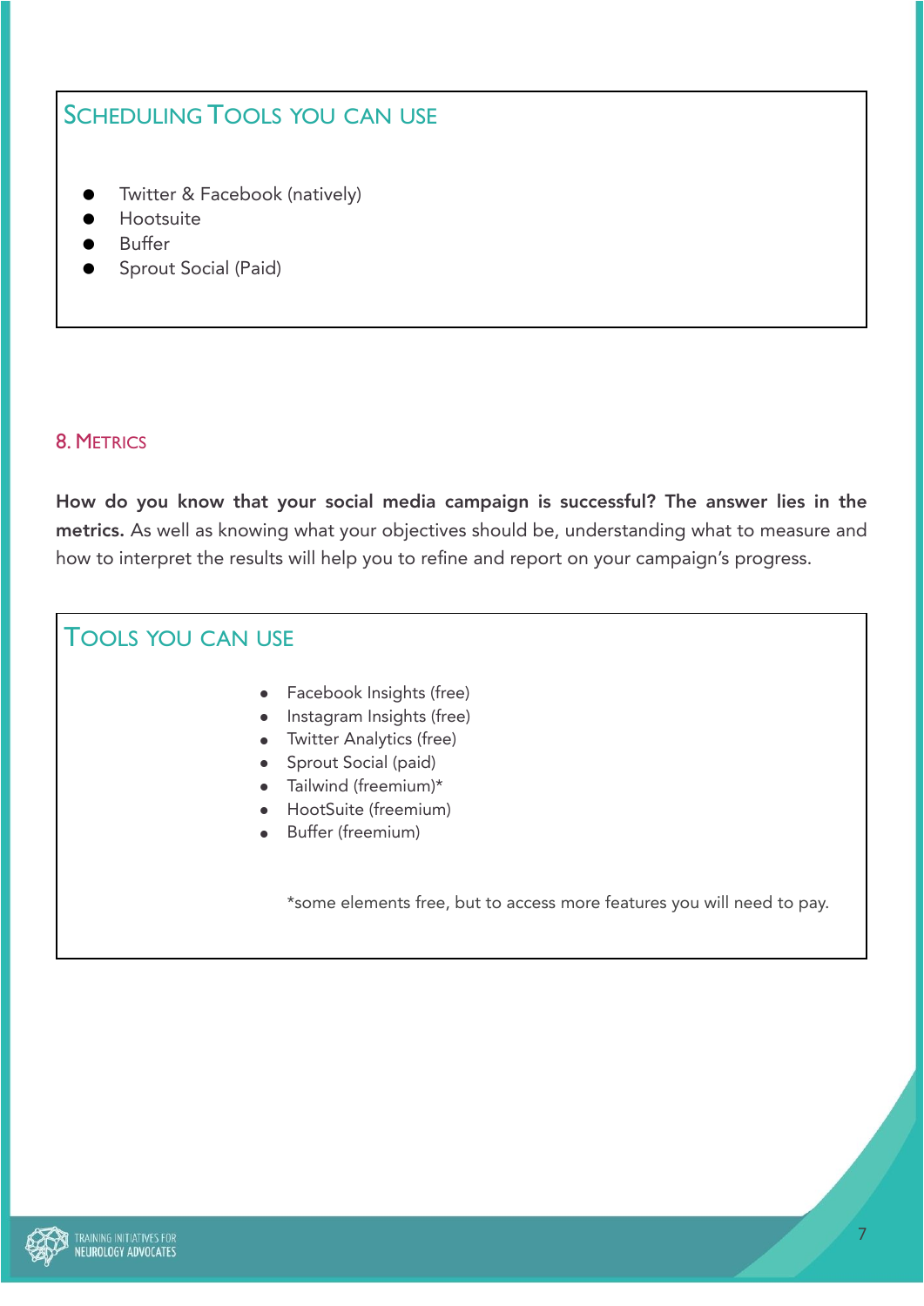## Scheduling Tools you can use

- Twitter & Facebook (natively)
- Hootsuite
- Buffer
- Sprout Social (Paid)

## 8. Metrics

**How do you know that your social media campaign is successful? The answer lies in the metrics.** As well as knowing what your objectives should be, understanding what to measure and how to interpret the results will help you to refine and report on your campaign's progress.

## Tools you can use

- Facebook Insights (free)
- Instagram Insights (free)
- Twitter Analytics (free)
- Sprout Social (paid)
- Tailwind (freemium)*
- HootSuite (freemium)
- Buffer (freemium)

*some elements free, but to access more features you will need to pay.